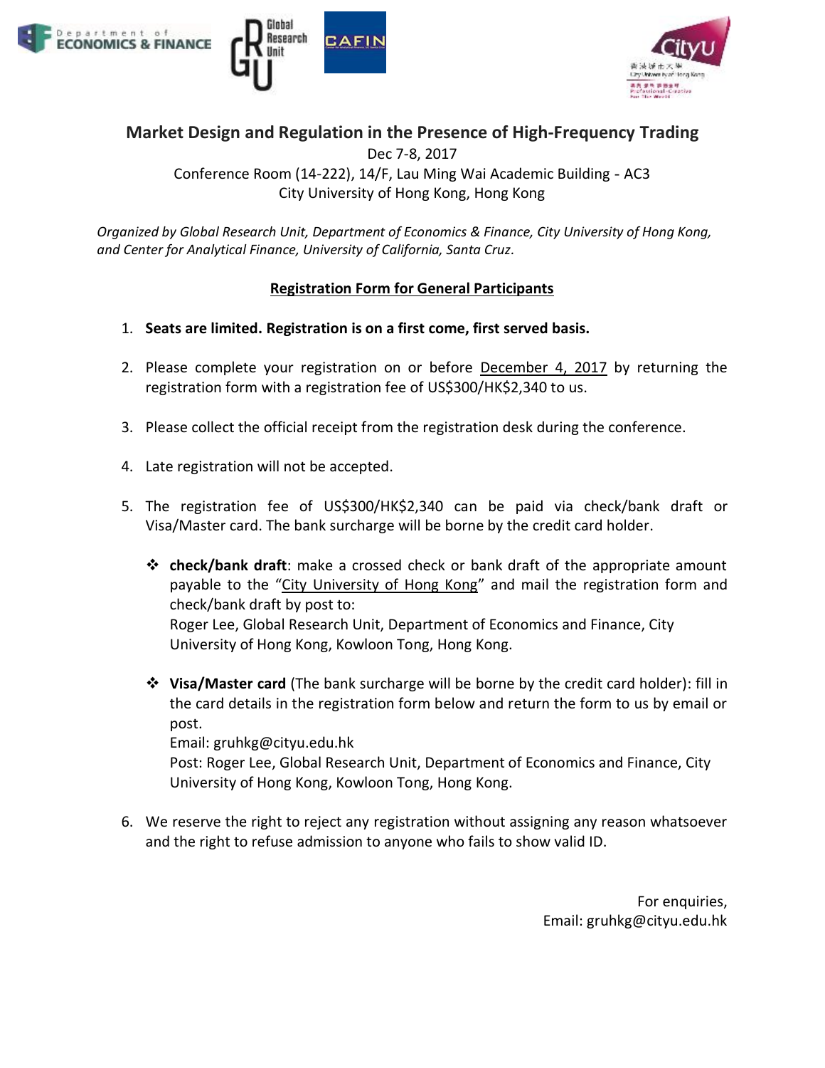# Market Design and Regulation in the Presence of High-Frequency Trading

Dec 7-8, 2017

Conference Room (14-222), 14/F, Lau Ming Wai Academic Building - AC3

City University of Hong Kong, Hong Kong

*Organized by Global Research Unit, Department of Economics & Finance, City University of Hong Kong, and Center for Analytical Finance, University of California, Santa Cruz.*

## Registration Form for General Participants

1. **Seats are limited. Registration is on a first come, first served basis.**

2. Please complete your registration on or before December 4, 2017 by returning the registration form with a registration fee of US$300/HK$2,340 to us.

3. Please collect the official receipt from the registration desk during the conference.

4. Late registration will not be accepted.

5. The registration fee of US$300/HK$2,340 can be paid via check/bank draft or Visa/Master card. The bank surcharge will be borne by the credit card holder.

   - **check/bank draft**: make a crossed check or bank draft of the appropriate amount payable to the "City University of Hong Kong" and mail the registration form and check/bank draft by post to:
     Roger Lee, Global Research Unit, Department of Economics and Finance, City University of Hong Kong, Kowloon Tong, Hong Kong.

   - **Visa/Master card** (The bank surcharge will be borne by the credit card holder): fill in the card details in the registration form below and return the form to us by email or post.
     Email: gruhkg@cityu.edu.hk
     Post: Roger Lee, Global Research Unit, Department of Economics and Finance, City University of Hong Kong, Kowloon Tong, Hong Kong.

6. We reserve the right to reject any registration without assigning any reason whatsoever and the right to refuse admission to anyone who fails to show valid ID.

For enquiries,
Email: gruhkg@cityu.edu.hk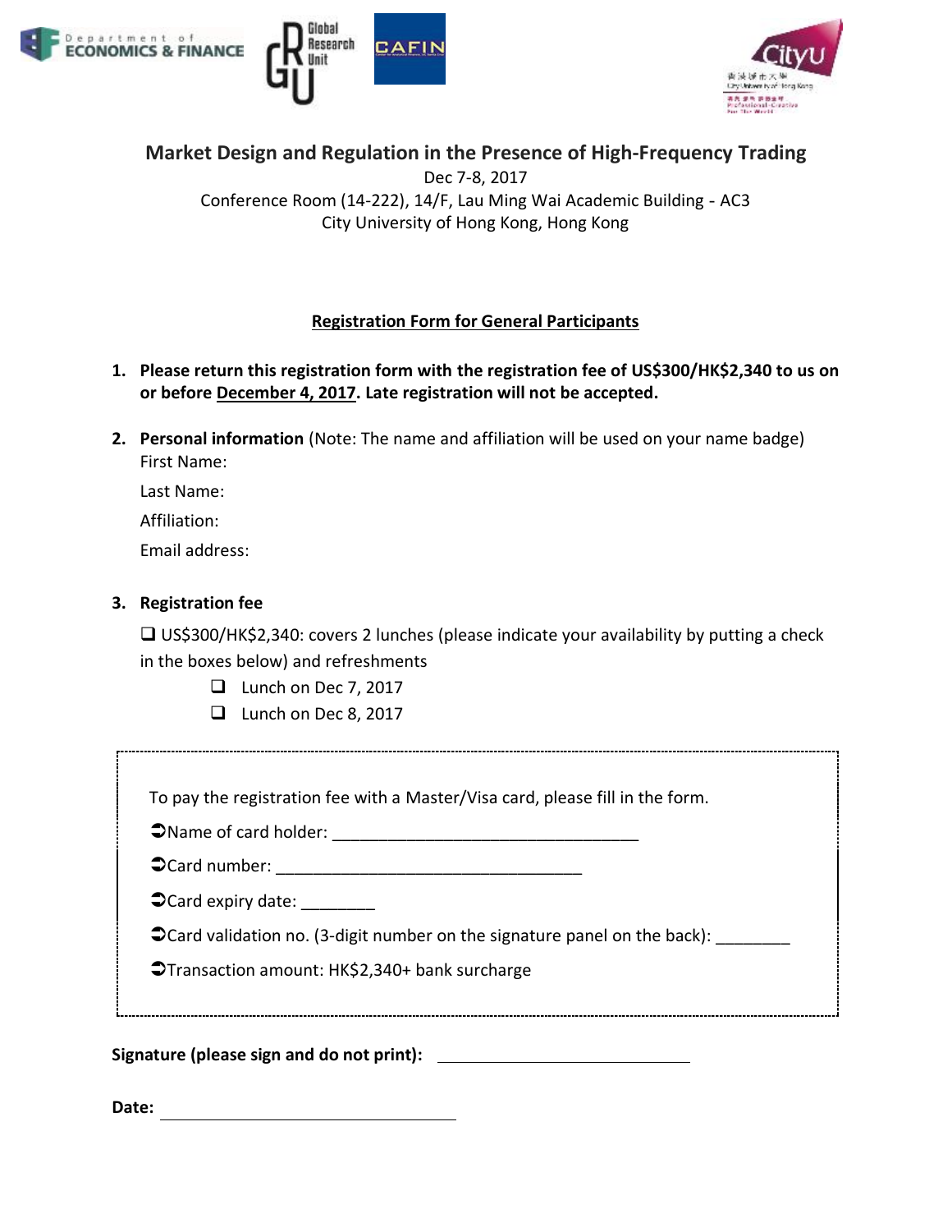Department of ECONOMICS & FINANCE

Global Research Unit

CAFIN

CityU

# Market Design and Regulation in the Presence of High-Frequency Trading

Dec 7-8, 2017

Conference Room (14-222), 14/F, Lau Ming Wai Academic Building - AC3

City University of Hong Kong, Hong Kong

## Registration Form for General Participants

1. **Please return this registration form with the registration fee of US$300/HK$2,340 to us on or before December 4, 2017. Late registration will not be accepted.**

2. **Personal information** (Note: The name and affiliation will be used on your name badge)
   First Name:
   Last Name:
   Affiliation:
   Email address:

3. **Registration fee**

   ❑ US$300/HK$2,340: covers 2 lunches (please indicate your availability by putting a check in the boxes below) and refreshments

   - ❑ Lunch on Dec 7, 2017
   - ❑ Lunch on Dec 8, 2017

To pay the registration fee with a Master/Visa card, please fill in the form.

➲Name of card holder: ___________________________________

➲Card number: ___________________________________

➲Card expiry date: ________

➲Card validation no. (3-digit number on the signature panel on the back): ________

➲Transaction amount: HK$2,340+ bank surcharge

**Signature (please sign and do not print):** ______________________________

**Date:** ______________________________